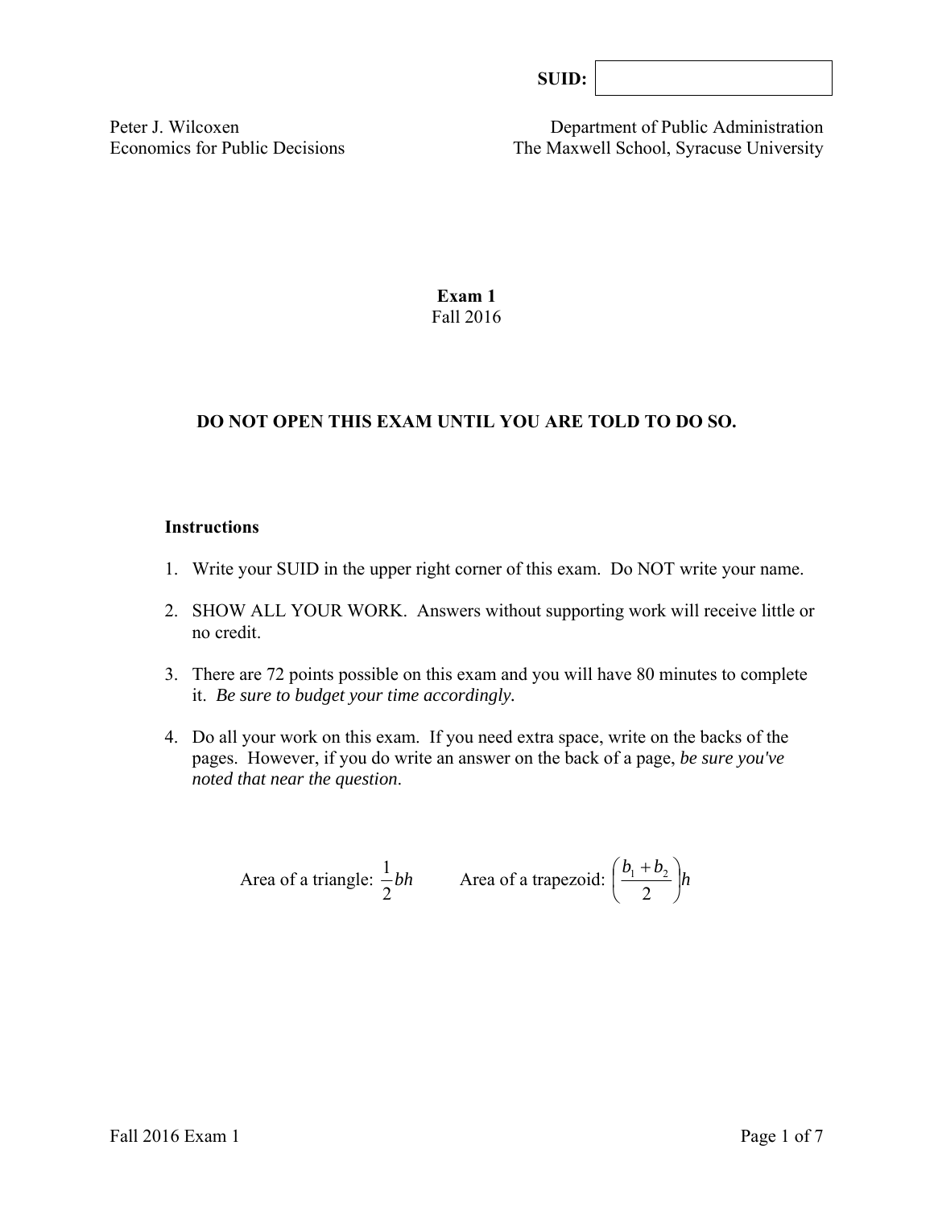**SUID:** 

Peter J. Wilcoxen
Economics for Public Decisions

Department of Public Administration
The Maxwell School, Syracuse University

# Exam 1
Fall 2016

**DO NOT OPEN THIS EXAM UNTIL YOU ARE TOLD TO DO SO.**

**Instructions**

1. Write your SUID in the upper right corner of this exam. Do NOT write your name.
2. SHOW ALL YOUR WORK. Answers without supporting work will receive little or no credit.
3. There are 72 points possible on this exam and you will have 80 minutes to complete it. *Be sure to budget your time accordingly.*
4. Do all your work on this exam. If you need extra space, write on the backs of the pages. However, if you do write an answer on the back of a page, *be sure you've noted that near the question*.

Area of a triangle: $\frac{1}{2}bh$ Area of a trapezoid: $\left(\frac{b_1 + b_2}{2}\right)h$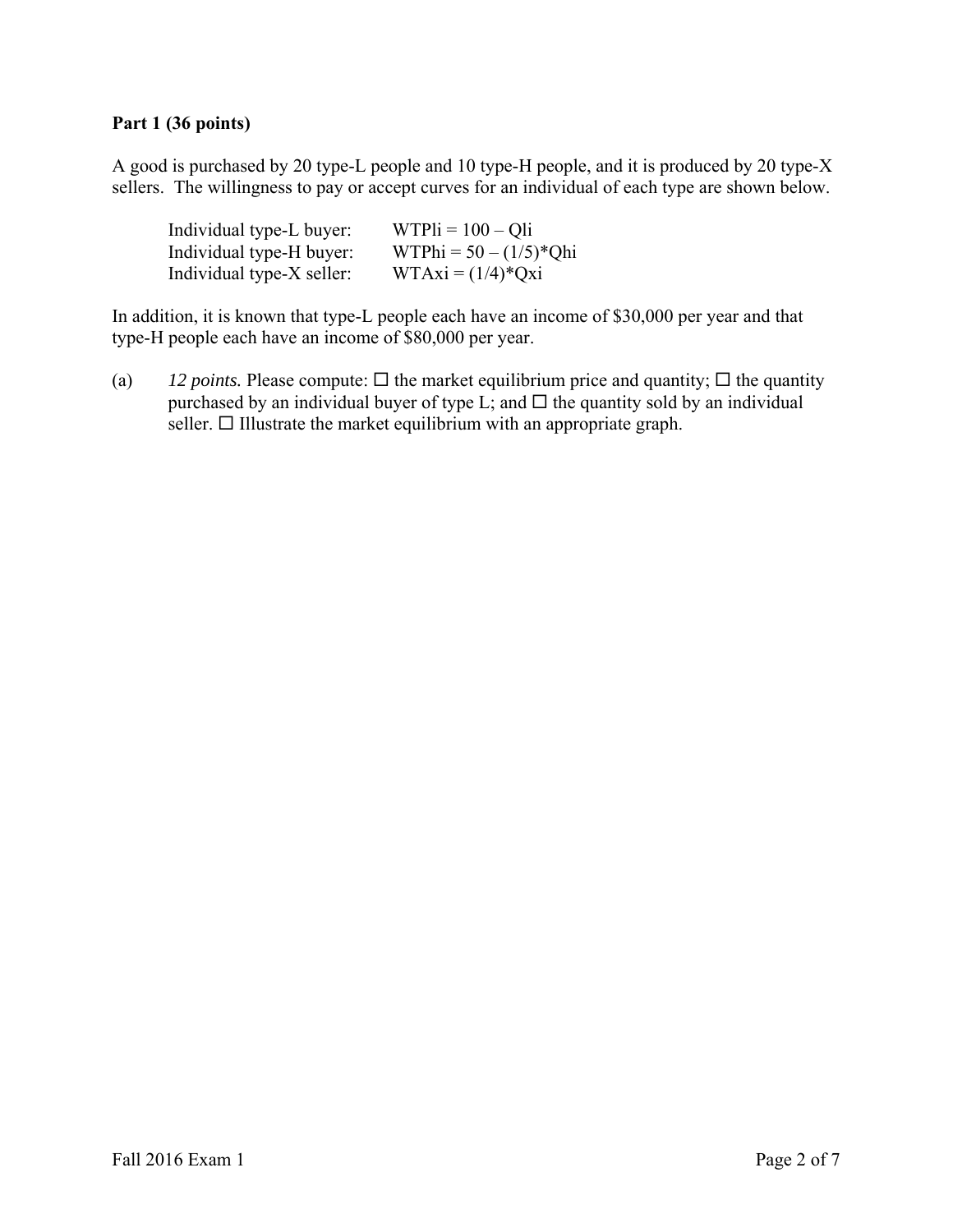**Part 1 (36 points)**

A good is purchased by 20 type-L people and 10 type-H people, and it is produced by 20 type-X sellers. The willingness to pay or accept curves for an individual of each type are shown below.

| | |
|---|---|
| Individual type-L buyer: | $WTPli = 100 – Qli$ |
| Individual type-H buyer: | $WTPhi = 50 – (1/5)*Qhi$ |
| Individual type-X seller: | $WTAxi = (1/4)*Qxi$ |

In addition, it is known that type-L people each have an income of $30,000 per year and that type-H people each have an income of $80,000 per year.

(a) *12 points.* Please compute: ☐ the market equilibrium price and quantity; ☐ the quantity purchased by an individual buyer of type L; and ☐ the quantity sold by an individual seller. ☐ Illustrate the market equilibrium with an appropriate graph.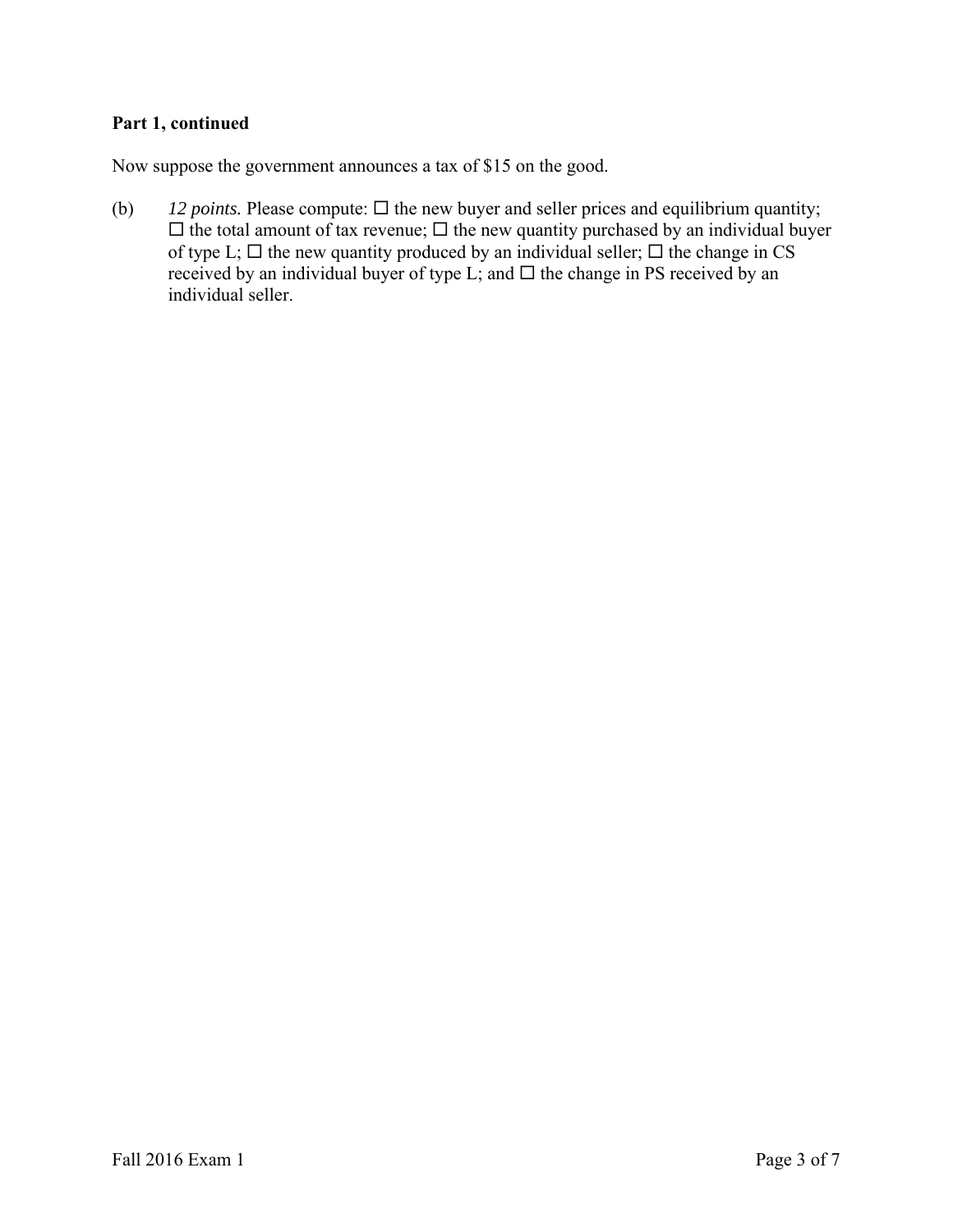**Part 1, continued**

Now suppose the government announces a tax of $15 on the good.

(b) *12 points.* Please compute: ☐ the new buyer and seller prices and equilibrium quantity; ☐ the total amount of tax revenue; ☐ the new quantity purchased by an individual buyer of type L; ☐ the new quantity produced by an individual seller; ☐ the change in CS received by an individual buyer of type L; and ☐ the change in PS received by an individual seller.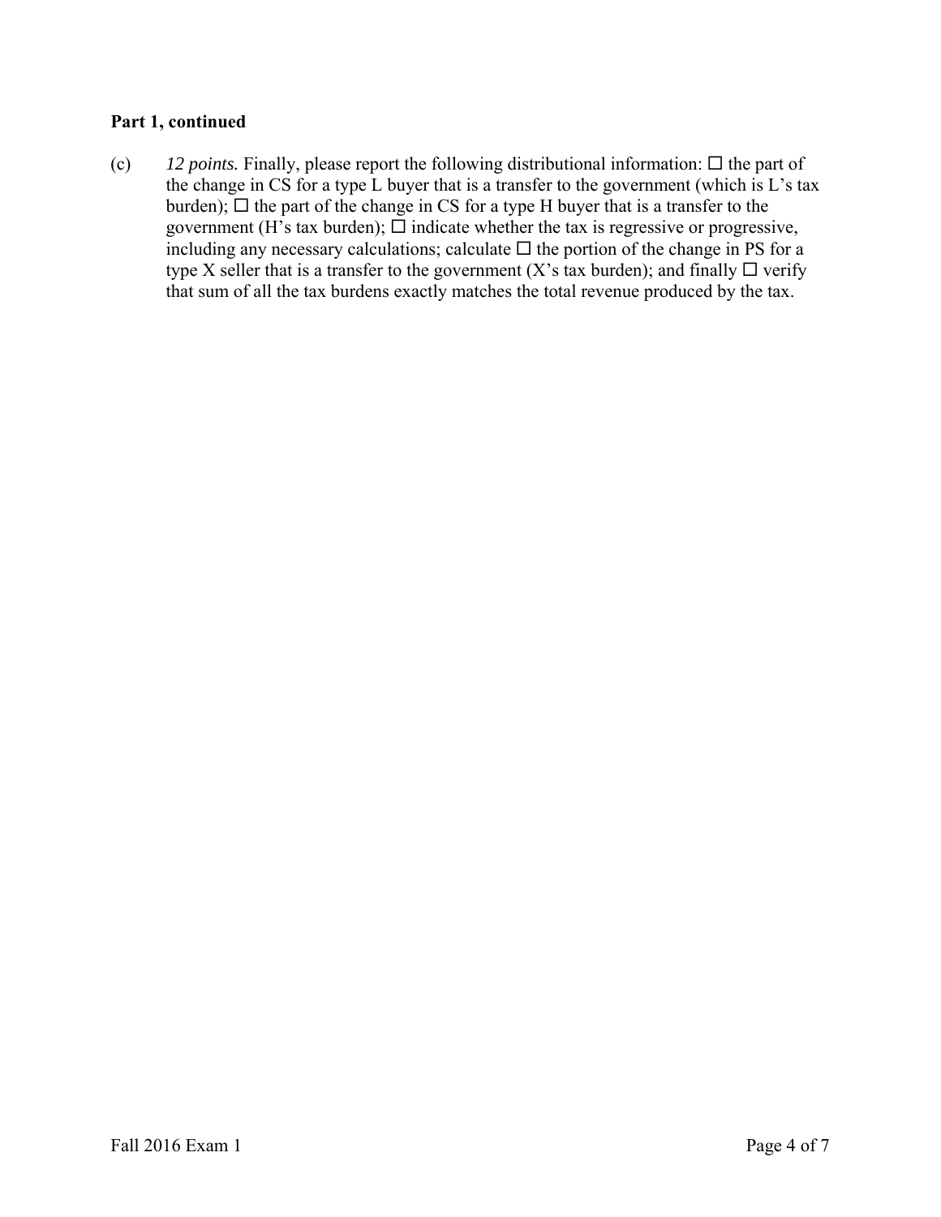**Part 1, continued**

(c) *12 points.* Finally, please report the following distributional information: ☐ the part of the change in CS for a type L buyer that is a transfer to the government (which is L's tax burden); ☐ the part of the change in CS for a type H buyer that is a transfer to the government (H's tax burden); ☐ indicate whether the tax is regressive or progressive, including any necessary calculations; calculate ☐ the portion of the change in PS for a type X seller that is a transfer to the government (X's tax burden); and finally ☐ verify that sum of all the tax burdens exactly matches the total revenue produced by the tax.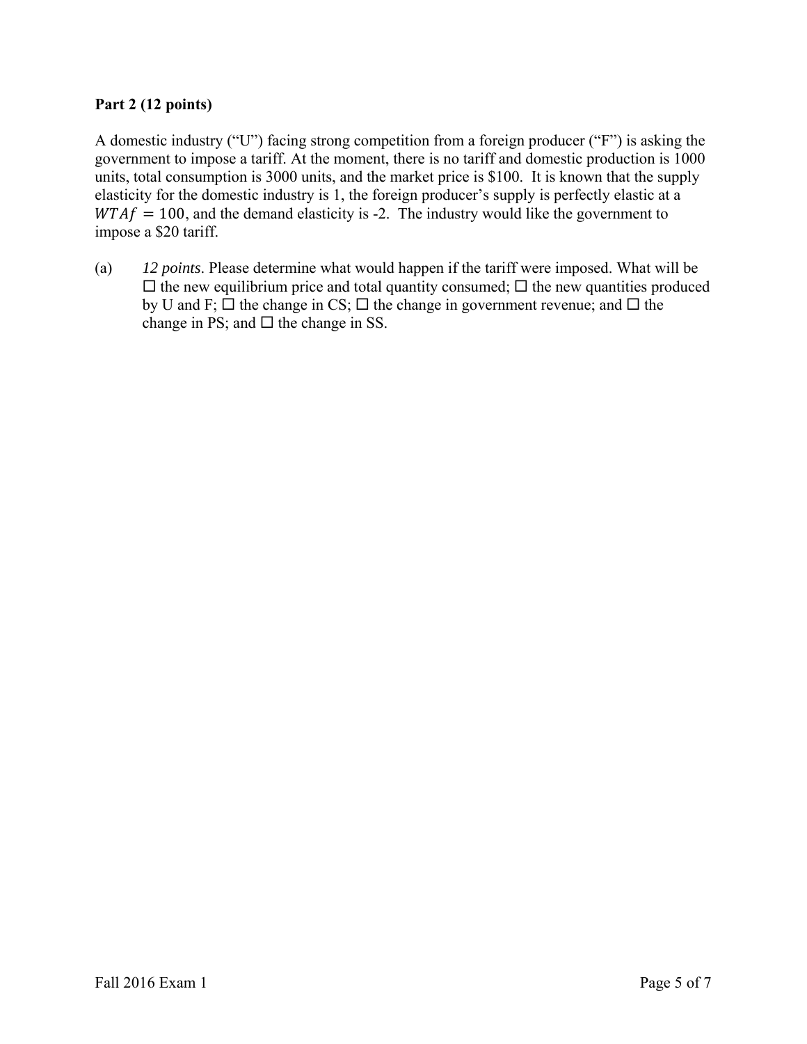**Part 2 (12 points)**

A domestic industry ("U") facing strong competition from a foreign producer ("F") is asking the government to impose a tariff. At the moment, there is no tariff and domestic production is 1000 units, total consumption is 3000 units, and the market price is \$100. It is known that the supply elasticity for the domestic industry is 1, the foreign producer's supply is perfectly elastic at a $WTAf = 100$, and the demand elasticity is -2. The industry would like the government to impose a \$20 tariff.

(a) *12 points*. Please determine what would happen if the tariff were imposed. What will be ☐ the new equilibrium price and total quantity consumed; ☐ the new quantities produced by U and F; ☐ the change in CS; ☐ the change in government revenue; and ☐ the change in PS; and ☐ the change in SS.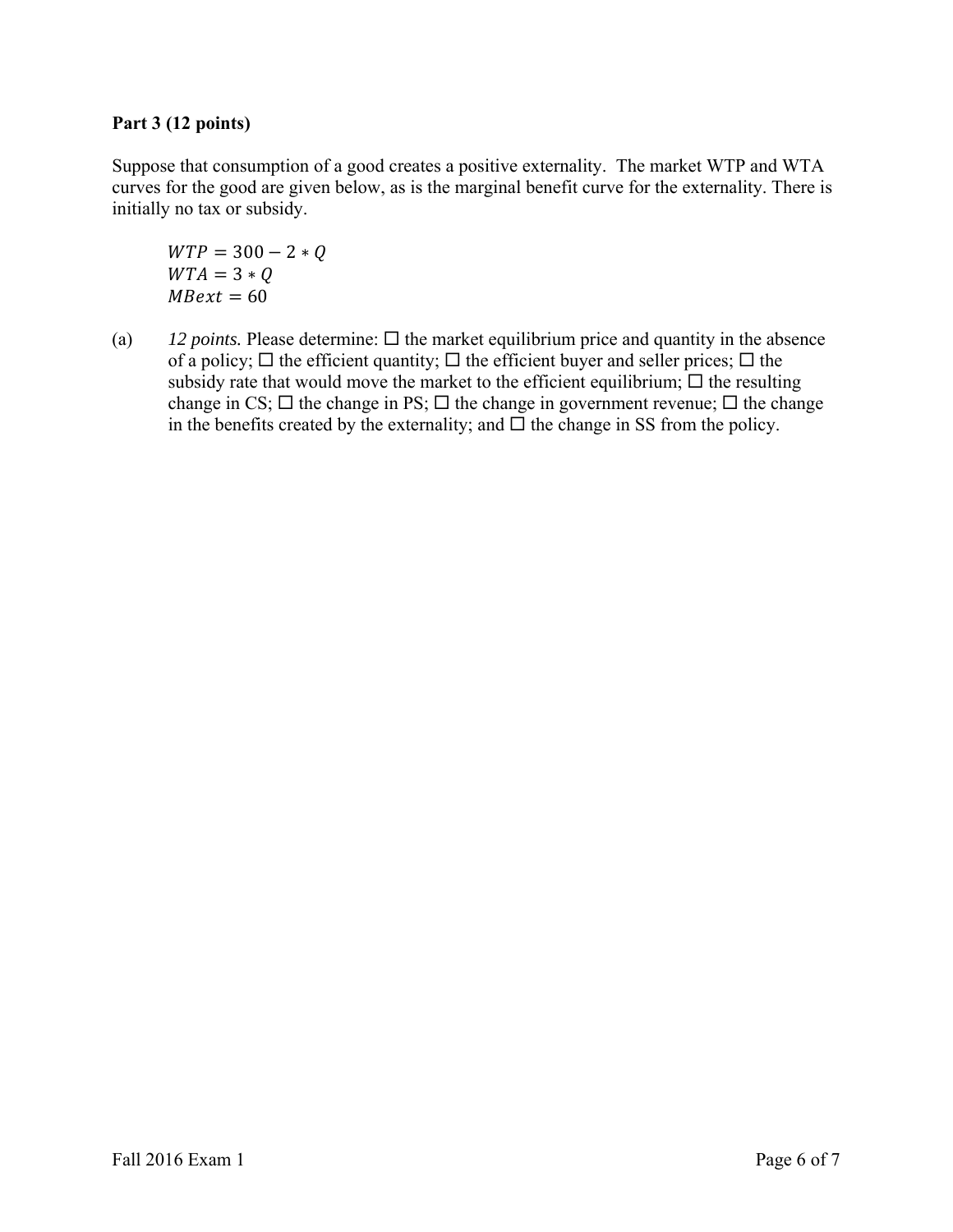**Part 3 (12 points)**

Suppose that consumption of a good creates a positive externality. The market WTP and WTA curves for the good are given below, as is the marginal benefit curve for the externality. There is initially no tax or subsidy.

$$WTP = 300 - 2 * Q$$
$$WTA = 3 * Q$$
$$MBext = 60$$

(a) *12 points.* Please determine: ☐ the market equilibrium price and quantity in the absence of a policy; ☐ the efficient quantity; ☐ the efficient buyer and seller prices; ☐ the subsidy rate that would move the market to the efficient equilibrium; ☐ the resulting change in CS; ☐ the change in PS; ☐ the change in government revenue; ☐ the change in the benefits created by the externality; and ☐ the change in SS from the policy.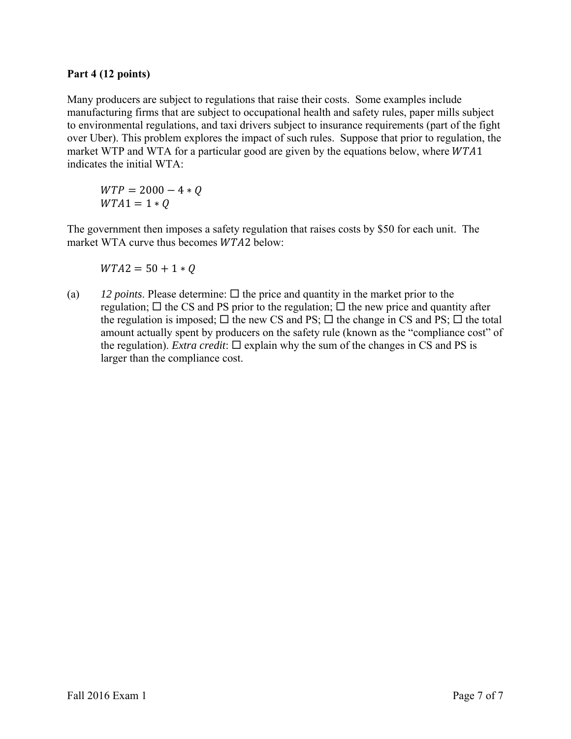**Part 4 (12 points)**

Many producers are subject to regulations that raise their costs. Some examples include manufacturing firms that are subject to occupational health and safety rules, paper mills subject to environmental regulations, and taxi drivers subject to insurance requirements (part of the fight over Uber). This problem explores the impact of such rules. Suppose that prior to regulation, the market WTP and WTA for a particular good are given by the equations below, where $WTA1$ indicates the initial WTA:

$$WTP = 2000 - 4 * Q$$
$$WTA1 = 1 * Q$$

The government then imposes a safety regulation that raises costs by $50 for each unit. The market WTA curve thus becomes $WTA2$ below:

$$WTA2 = 50 + 1 * Q$$

(a) *12 points*. Please determine: ☐ the price and quantity in the market prior to the regulation; ☐ the CS and PS prior to the regulation; ☐ the new price and quantity after the regulation is imposed; ☐ the new CS and PS; ☐ the change in CS and PS; ☐ the total amount actually spent by producers on the safety rule (known as the "compliance cost" of the regulation). *Extra credit*: ☐ explain why the sum of the changes in CS and PS is larger than the compliance cost.